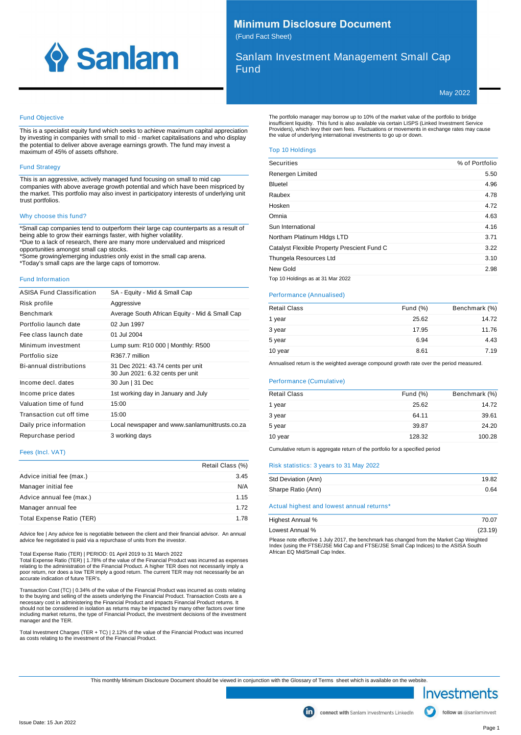# Minimum Disclosure Document

(Fund Fact Sheet)

## Sanlam Investment Management Small Cap Fund

May 2022

### Fund Objective

This is a specialist equity fund which seeks to achieve maximum capital appreciation by investing in companies with small to mid - market capitalisations and who display the potential to deliver above average earnings growth. The fund may invest a maximum of 45% of assets offshore.

### Fund Strategy

This is an aggressive, actively managed fund focusing on small to mid cap companies with above average growth potential and which have been mispriced by the market. This portfolio may also invest in participatory interests of underlying unit trust portfolios.

### Why choose this fund?

*Small cap companies tend to outperform their large cap counterparts as a result of being able to grow their earnings faster, with higher volatility.
*Due to a lack of research, there are many more undervalued and mispriced opportunities amongst small cap stocks.
*Some growing/emerging industries only exist in the small cap arena.
*Today's small caps are the large caps of tomorrow.

### Fund Information

| | |
|---|---|
| ASISA Fund Classification | SA - Equity - Mid & Small Cap |
| Risk profile | Aggressive |
| Benchmark | Average South African Equity - Mid & Small Cap |
| Portfolio launch date | 02 Jun 1997 |
| Fee class launch date | 01 Jul 2004 |
| Minimum investment | Lump sum: R10 000 \| Monthly: R500 |
| Portfolio size | R367.7 million |
| Bi-annual distributions | 31 Dec 2021: 43.74 cents per unit<br>30 Jun 2021: 6.32 cents per unit |
| Income decl. dates | 30 Jun \| 31 Dec |
| Income price dates | 1st working day in January and July |
| Valuation time of fund | 15:00 |
| Transaction cut off time | 15:00 |
| Daily price information | Local newspaper and www.sanlamunittrusts.co.za |
| Repurchase period | 3 working days |

### Fees (Incl. VAT)

| | Retail Class (%) |
|---|---|
| Advice initial fee (max.) | 3.45 |
| Manager initial fee | N/A |
| Advice annual fee (max.) | 1.15 |
| Manager annual fee | 1.72 |
| Total Expense Ratio (TER) | 1.78 |

Advice fee | Any advice fee is negotiable between the client and their financial advisor. An annual advice fee negotiated is paid via a repurchase of units from the investor.

Total Expense Ratio (TER) | PERIOD: 01 April 2019 to 31 March 2022
Total Expense Ratio (TER) | 1.78% of the value of the Financial Product was incurred as expenses relating to the administration of the Financial Product. A higher TER does not necessarily imply a poor return, nor does a low TER imply a good return. The current TER may not necessarily be an accurate indication of future TER's.

Transaction Cost (TC) | 0.34% of the value of the Financial Product was incurred as costs relating to the buying and selling of the assets underlying the Financial Product. Transaction Costs are a necessary cost in administering the Financial Product and impacts Financial Product returns. It should not be considered in isolation as returns may be impacted by many other factors over time including market returns, the type of Financial Product, the investment decisions of the investment manager and the TER.

Total Investment Charges (TER + TC) | 2.12% of the value of the Financial Product was incurred as costs relating to the investment of the Financial Product.

The portfolio manager may borrow up to 10% of the market value of the portfolio to bridge insufficient liquidity. This fund is also available via certain LISPS (Linked Investment Service Providers), which levy their own fees. Fluctuations or movements in exchange rates may cause the value of underlying international investments to go up or down.

### Top 10 Holdings

| Securities | % of Portfolio |
|---|---|
| Renergen Limited | 5.50 |
| Bluetel | 4.96 |
| Raubex | 4.78 |
| Hosken | 4.72 |
| Omnia | 4.63 |
| Sun International | 4.16 |
| Northam Platinum Hldgs LTD | 3.71 |
| Catalyst Flexible Property Prescient Fund C | 3.22 |
| Thungela Resources Ltd | 3.10 |
| New Gold | 2.98 |

Top 10 Holdings as at 31 Mar 2022

### Performance (Annualised)

| Retail Class | Fund (%) | Benchmark (%) |
|---|---|---|
| 1 year | 25.62 | 14.72 |
| 3 year | 17.95 | 11.76 |
| 5 year | 6.94 | 4.43 |
| 10 year | 8.61 | 7.19 |

Annualised return is the weighted average compound growth rate over the period measured.

### Performance (Cumulative)

| Retail Class | Fund (%) | Benchmark (%) |
|---|---|---|
| 1 year | 25.62 | 14.72 |
| 3 year | 64.11 | 39.61 |
| 5 year | 39.87 | 24.20 |
| 10 year | 128.32 | 100.28 |

Cumulative return is aggregate return of the portfolio for a specified period

### Risk statistics: 3 years to 31 May 2022

| | |
|---|---|
| Std Deviation (Ann) | 19.82 |
| Sharpe Ratio (Ann) | 0.64 |

### Actual highest and lowest annual returns*

| | |
|---|---|
| Highest Annual % | 70.07 |
| Lowest Annual % | (23.19) |

Please note effective 1 July 2017, the benchmark has changed from the Market Cap Weighted Index (using the FTSE/JSE Mid Cap and FTSE/JSE Small Cap Indices) to the ASISA South African EQ Mid/Small Cap Index.

This monthly Minimum Disclosure Document should be viewed in conjunction with the Glossary of Terms sheet which is available on the website.

connect with Sanlam Investments LinkedIn | follow us @sanlaminvest

Issue Date: 15 Jun 2022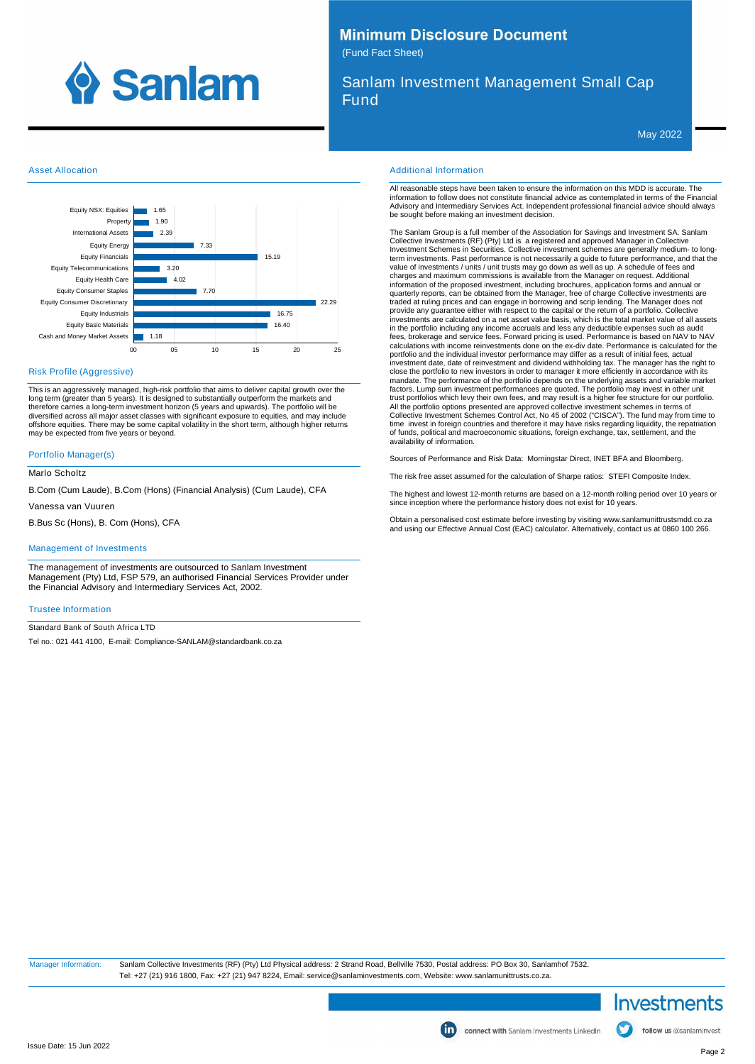# Minimum Disclosure Document

(Fund Fact Sheet)

## Sanlam Investment Management Small Cap Fund

May 2022

## Asset Allocation

Equity NSX: Equities 1.65
Property 1.90
International Assets 2.39
Equity Energy 7.33
Equity Financials 15.19
Equity Telecommunications 3.20
Equity Health Care 4.02
Equity Consumer Staples 7.70
Equity Consumer Discretionary 22.29
Equity Industrials 16.75
Equity Basic Materials 16.40
Cash and Money Market Assets 1.18

00 05 10 15 20 25

## Risk Profile (Aggressive)

This is an aggressively managed, high-risk portfolio that aims to deliver capital growth over the long term (greater than 5 years). It is designed to substantially outperform the markets and therefore carries a long-term investment horizon (5 years and upwards). The portfolio will be diversified across all major asset classes with significant exposure to equities, and may include offshore equities. There may be some capital volatility in the short term, although higher returns may be expected from five years or beyond.

## Portfolio Manager(s)

Marlo Scholtz

B.Com (Cum Laude), B.Com (Hons) (Financial Analysis) (Cum Laude), CFA

Vanessa van Vuuren

B.Bus Sc (Hons), B. Com (Hons), CFA

## Management of Investments

The management of investments are outsourced to Sanlam Investment Management (Pty) Ltd, FSP 579, an authorised Financial Services Provider under the Financial Advisory and Intermediary Services Act, 2002.

## Trustee Information

Standard Bank of South Africa LTD

Tel no.: 021 441 4100, E-mail: Compliance-SANLAM@standardbank.co.za

## Additional Information

All reasonable steps have been taken to ensure the information on this MDD is accurate. The information to follow does not constitute financial advice as contemplated in terms of the Financial Advisory and Intermediary Services Act. Independent professional financial advice should always be sought before making an investment decision.

The Sanlam Group is a full member of the Association for Savings and Investment SA. Sanlam Collective Investments (RF) (Pty) Ltd is a registered and approved Manager in Collective Investment Schemes in Securities. Collective investment schemes are generally medium- to long-term investments. Past performance is not necessarily a guide to future performance, and that the value of investments / units / unit trusts may go down as well as up. A schedule of fees and charges and maximum commissions is available from the Manager on request. Additional information of the proposed investment, including brochures, application forms and annual or quarterly reports, can be obtained from the Manager, free of charge Collective investments are traded at ruling prices and can engage in borrowing and scrip lending. The Manager does not provide any guarantee either with respect to the capital or the return of a portfolio. Collective investments are calculated on a net asset value basis, which is the total market value of all assets in the portfolio including any income accruals and less any deductible expenses such as audit fees, brokerage and service fees. Forward pricing is used. Performance is based on NAV to NAV calculations with income reinvestments done on the ex-div date. Performance is calculated for the portfolio and the individual investor performance may differ as a result of initial fees, actual investment date, date of reinvestment and dividend withholding tax. The manager has the right to close the portfolio to new investors in order to manager it more efficiently in accordance with its mandate. The performance of the portfolio depends on the underlying assets and variable market factors. Lump sum investment performances are quoted. The portfolio may invest in other unit trust portfolios which levy their own fees, and may result is a higher fee structure for our portfolio. All the portfolio options presented are approved collective investment schemes in terms of Collective Investment Schemes Control Act, No 45 of 2002 ("CISCA"). The fund may from time to time invest in foreign countries and therefore it may have risks regarding liquidity, the repatriation of funds, political and macroeconomic situations, foreign exchange, tax, settlement, and the availability of information.

Sources of Performance and Risk Data: Morningstar Direct, INET BFA and Bloomberg.

The risk free asset assumed for the calculation of Sharpe ratios: STEFI Composite Index.

The highest and lowest 12-month returns are based on a 12-month rolling period over 10 years or since inception where the performance history does not exist for 10 years.

Obtain a personalised cost estimate before investing by visiting www.sanlamunittrustsmdd.co.za and using our Effective Annual Cost (EAC) calculator. Alternatively, contact us at 0860 100 266.

Manager Information: Sanlam Collective Investments (RF) (Pty) Ltd Physical address: 2 Strand Road, Bellville 7530, Postal address: PO Box 30, Sanlamhof 7532.
Tel: +27 (21) 916 1800, Fax: +27 (21) 947 8224, Email: service@sanlaminvestments.com, Website: www.sanlamunittrusts.co.za.

Investments

connect with Sanlam Investments LinkedIn  follow us @sanlaminvest

Issue Date: 15 Jun 2022